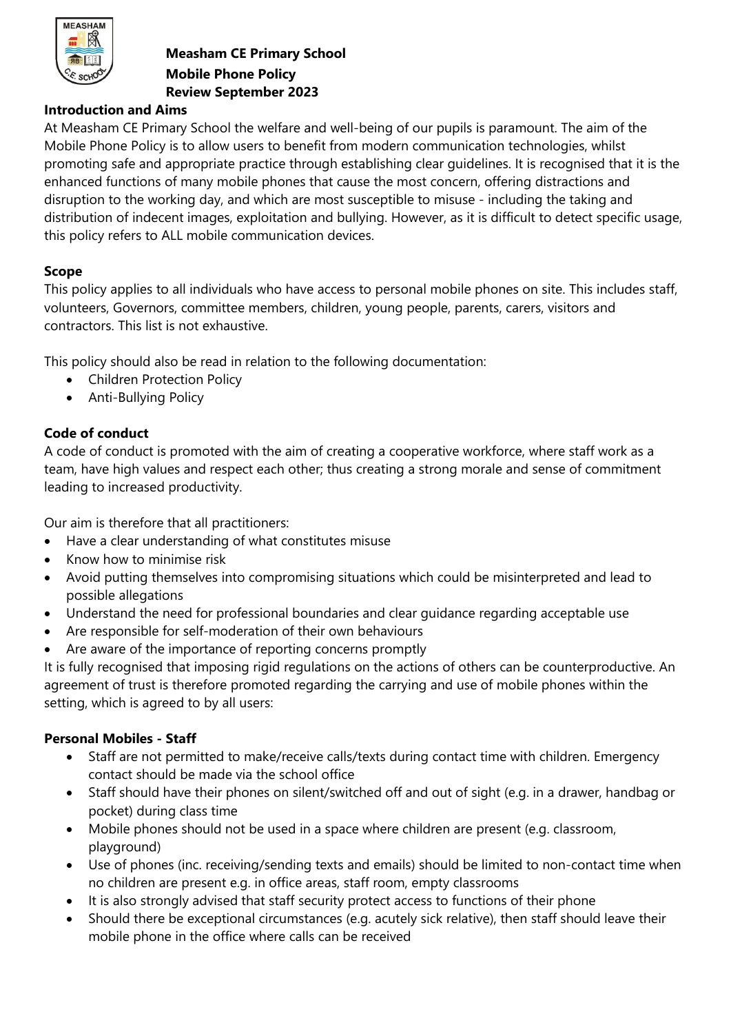# Measham CE Primary School

## Mobile Phone Policy

## Review September 2023

### Introduction and Aims

At Measham CE Primary School the welfare and well-being of our pupils is paramount. The aim of the Mobile Phone Policy is to allow users to benefit from modern communication technologies, whilst promoting safe and appropriate practice through establishing clear guidelines. It is recognised that it is the enhanced functions of many mobile phones that cause the most concern, offering distractions and disruption to the working day, and which are most susceptible to misuse - including the taking and distribution of indecent images, exploitation and bullying. However, as it is difficult to detect specific usage, this policy refers to ALL mobile communication devices.

### Scope

This policy applies to all individuals who have access to personal mobile phones on site. This includes staff, volunteers, Governors, committee members, children, young people, parents, carers, visitors and contractors. This list is not exhaustive.

This policy should also be read in relation to the following documentation:

- Children Protection Policy
- Anti-Bullying Policy

### Code of conduct

A code of conduct is promoted with the aim of creating a cooperative workforce, where staff work as a team, have high values and respect each other; thus creating a strong morale and sense of commitment leading to increased productivity.

Our aim is therefore that all practitioners:

- Have a clear understanding of what constitutes misuse
- Know how to minimise risk
- Avoid putting themselves into compromising situations which could be misinterpreted and lead to possible allegations
- Understand the need for professional boundaries and clear guidance regarding acceptable use
- Are responsible for self-moderation of their own behaviours
- Are aware of the importance of reporting concerns promptly

It is fully recognised that imposing rigid regulations on the actions of others can be counterproductive. An agreement of trust is therefore promoted regarding the carrying and use of mobile phones within the setting, which is agreed to by all users:

### Personal Mobiles - Staff

- Staff are not permitted to make/receive calls/texts during contact time with children. Emergency contact should be made via the school office
- Staff should have their phones on silent/switched off and out of sight (e.g. in a drawer, handbag or pocket) during class time
- Mobile phones should not be used in a space where children are present (e.g. classroom, playground)
- Use of phones (inc. receiving/sending texts and emails) should be limited to non-contact time when no children are present e.g. in office areas, staff room, empty classrooms
- It is also strongly advised that staff security protect access to functions of their phone
- Should there be exceptional circumstances (e.g. acutely sick relative), then staff should leave their mobile phone in the office where calls can be received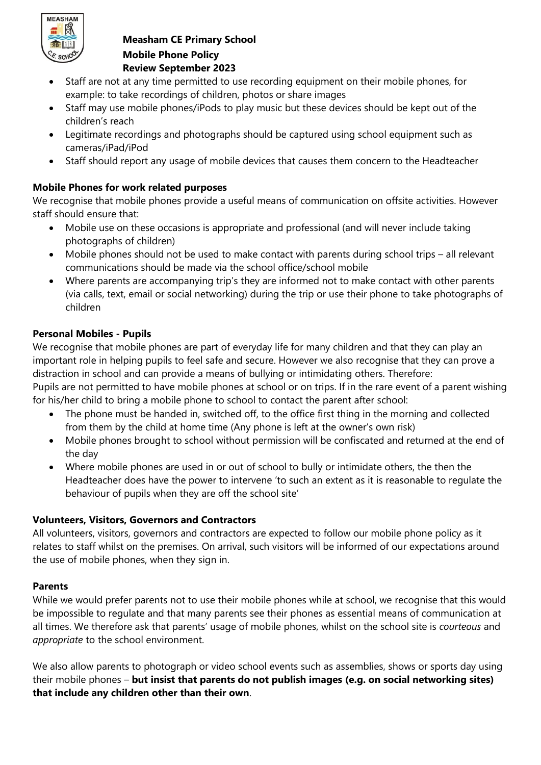- Staff are not at any time permitted to use recording equipment on their mobile phones, for example: to take recordings of children, photos or share images
- Staff may use mobile phones/iPods to play music but these devices should be kept out of the children's reach
- Legitimate recordings and photographs should be captured using school equipment such as cameras/iPad/iPod
- Staff should report any usage of mobile devices that causes them concern to the Headteacher

**Mobile Phones for work related purposes**

We recognise that mobile phones provide a useful means of communication on offsite activities. However staff should ensure that:

- Mobile use on these occasions is appropriate and professional (and will never include taking photographs of children)
- Mobile phones should not be used to make contact with parents during school trips – all relevant communications should be made via the school office/school mobile
- Where parents are accompanying trip's they are informed not to make contact with other parents (via calls, text, email or social networking) during the trip or use their phone to take photographs of children

**Personal Mobiles - Pupils**

We recognise that mobile phones are part of everyday life for many children and that they can play an important role in helping pupils to feel safe and secure. However we also recognise that they can prove a distraction in school and can provide a means of bullying or intimidating others. Therefore:

Pupils are not permitted to have mobile phones at school or on trips. If in the rare event of a parent wishing for his/her child to bring a mobile phone to school to contact the parent after school:

- The phone must be handed in, switched off, to the office first thing in the morning and collected from them by the child at home time (Any phone is left at the owner's own risk)
- Mobile phones brought to school without permission will be confiscated and returned at the end of the day
- Where mobile phones are used in or out of school to bully or intimidate others, the then the Headteacher does have the power to intervene 'to such an extent as it is reasonable to regulate the behaviour of pupils when they are off the school site'

**Volunteers, Visitors, Governors and Contractors**

All volunteers, visitors, governors and contractors are expected to follow our mobile phone policy as it relates to staff whilst on the premises. On arrival, such visitors will be informed of our expectations around the use of mobile phones, when they sign in.

**Parents**

While we would prefer parents not to use their mobile phones while at school, we recognise that this would be impossible to regulate and that many parents see their phones as essential means of communication at all times. We therefore ask that parents' usage of mobile phones, whilst on the school site is *courteous* and *appropriate* to the school environment.

We also allow parents to photograph or video school events such as assemblies, shows or sports day using their mobile phones – **but insist that parents do not publish images (e.g. on social networking sites) that include any children other than their own**.